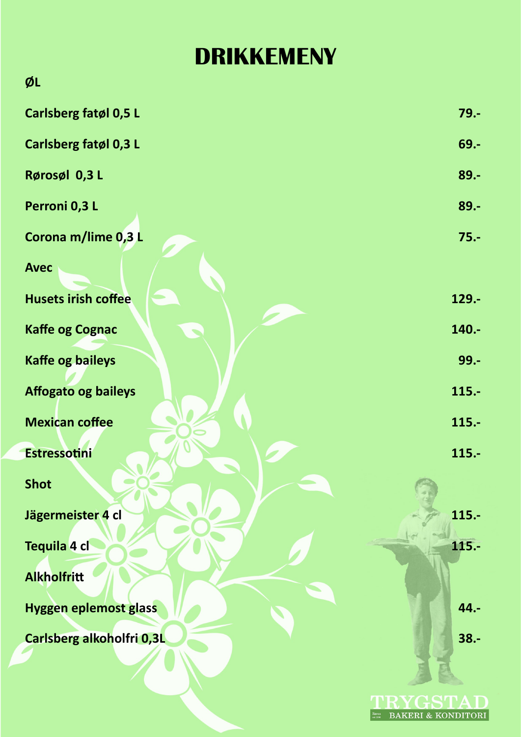# DRIKKEMENY

## ØL

| | |
|---|---|
| Carlsberg fatøl 0,5 L | 79.- |
| Carlsberg fatøl 0,3 L | 69.- |
| Rørosøl 0,3 L | 89.- |
| Perroni 0,3 L | 89.- |
| Corona m/lime 0,3 L | 75.- |

## Avec

| | |
|---|---|
| Husets irish coffee | 129.- |
| Kaffe og Cognac | 140.- |
| Kaffe og baileys | 99.- |
| Affogato og baileys | 115.- |
| Mexican coffee | 115.- |
| Estressotini | 115.- |

## Shot

| | |
|---|---|
| Jägermeister 4 cl | 115.- |
| Tequila 4 cl | 115.- |

## Alkholfritt

| | |
|---|---|
| Hyggen eplemost glass | 44.- |
| Carlsberg alkoholfri 0,3L | 38.- |

TRYGSTAD BAKERI & KONDITORI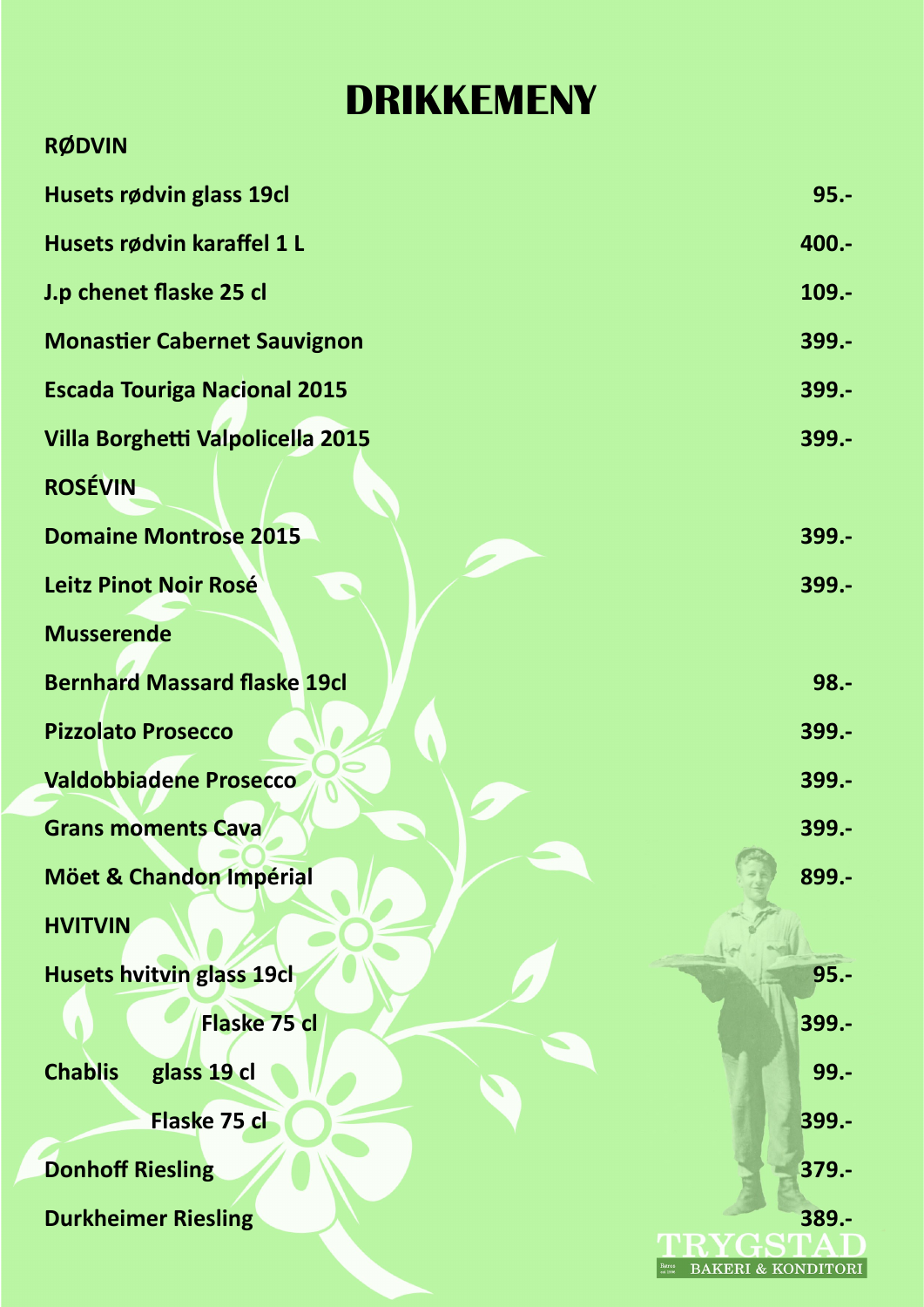# DRIKKEMENY

## RØDVIN

| | |
|---|---|
| Husets rødvin glass 19cl | 95.- |
| Husets rødvin karaffel 1 L | 400.- |
| J.p chenet flaske 25 cl | 109.- |
| Monastier Cabernet Sauvignon | 399.- |
| Escada Touriga Nacional 2015 | 399.- |
| Villa Borghetti Valpolicella 2015 | 399.- |

## ROSÉVIN

| | |
|---|---|
| Domaine Montrose 2015 | 399.- |
| Leitz Pinot Noir Rosé | 399.- |

## Musserende

| | |
|---|---|
| Bernhard Massard flaske 19cl | 98.- |
| Pizzolato Prosecco | 399.- |
| Valdobbiadene Prosecco | 399.- |
| Grans moments Cava | 399.- |
| Möet & Chandon Impérial | 899.- |

## HVITVIN

| | |
|---|---|
| Husets hvitvin glass 19cl | 95.- |
| Flaske 75 cl | 399.- |
| Chablis glass 19 cl | 99.- |
| Flaske 75 cl | 399.- |
| Donhoff Riesling | 379.- |
| Durkheimer Riesling | 389.- |

TRYGSTAD BAKERI & KONDITORI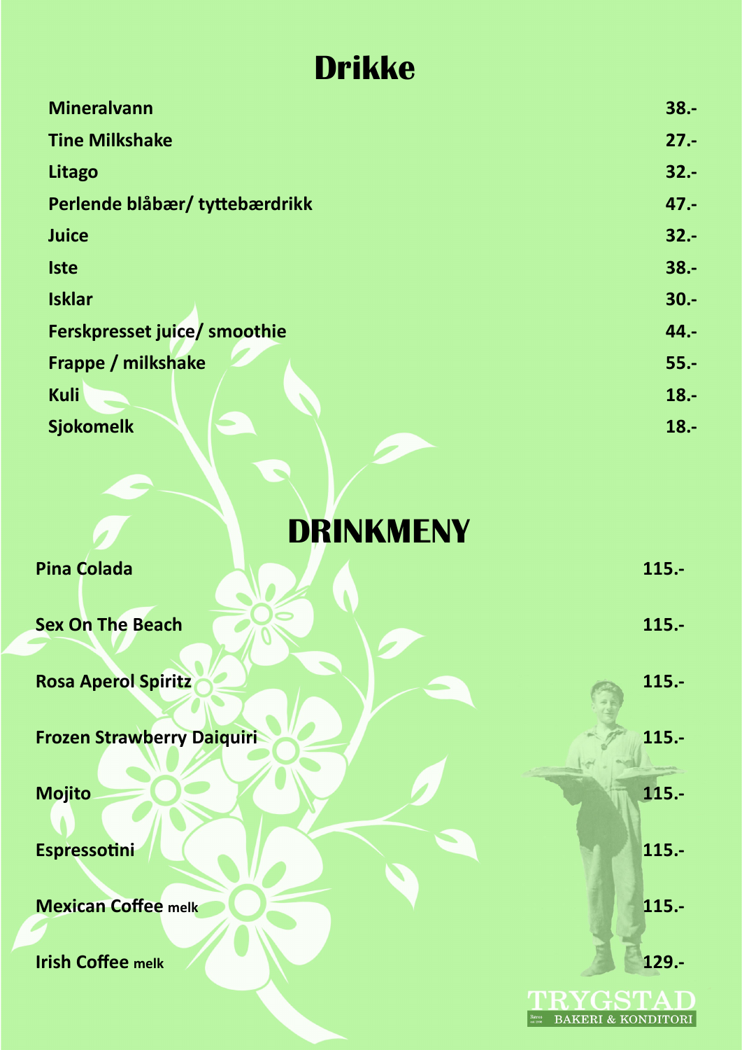# Drikke

| | |
|---|---|
| **Mineralvann** | **38.-** |
| **Tine Milkshake** | **27.-** |
| **Litago** | **32.-** |
| **Perlende blåbær/ tyttebærdrikk** | **47.-** |
| **Juice** | **32.-** |
| **Iste** | **38.-** |
| **Isklar** | **30.-** |
| **Ferskpresset juice/ smoothie** | **44.-** |
| **Frappe / milkshake** | **55.-** |
| **Kuli** | **18.-** |
| **Sjokomelk** | **18.-** |

# DRINKMENY

| | |
|---|---|
| **Pina Colada** | **115.-** |
| **Sex On The Beach** | **115.-** |
| **Rosa Aperol Spiritz** | **115.-** |
| **Frozen Strawberry Daiquiri** | **115.-** |
| **Mojito** | **115.-** |
| **Espressotini** | **115.-** |
| **Mexican Coffee** melk | **115.-** |
| **Irish Coffee** melk | **129.-** |

TRYGSTAD
BAKERI & KONDITORI